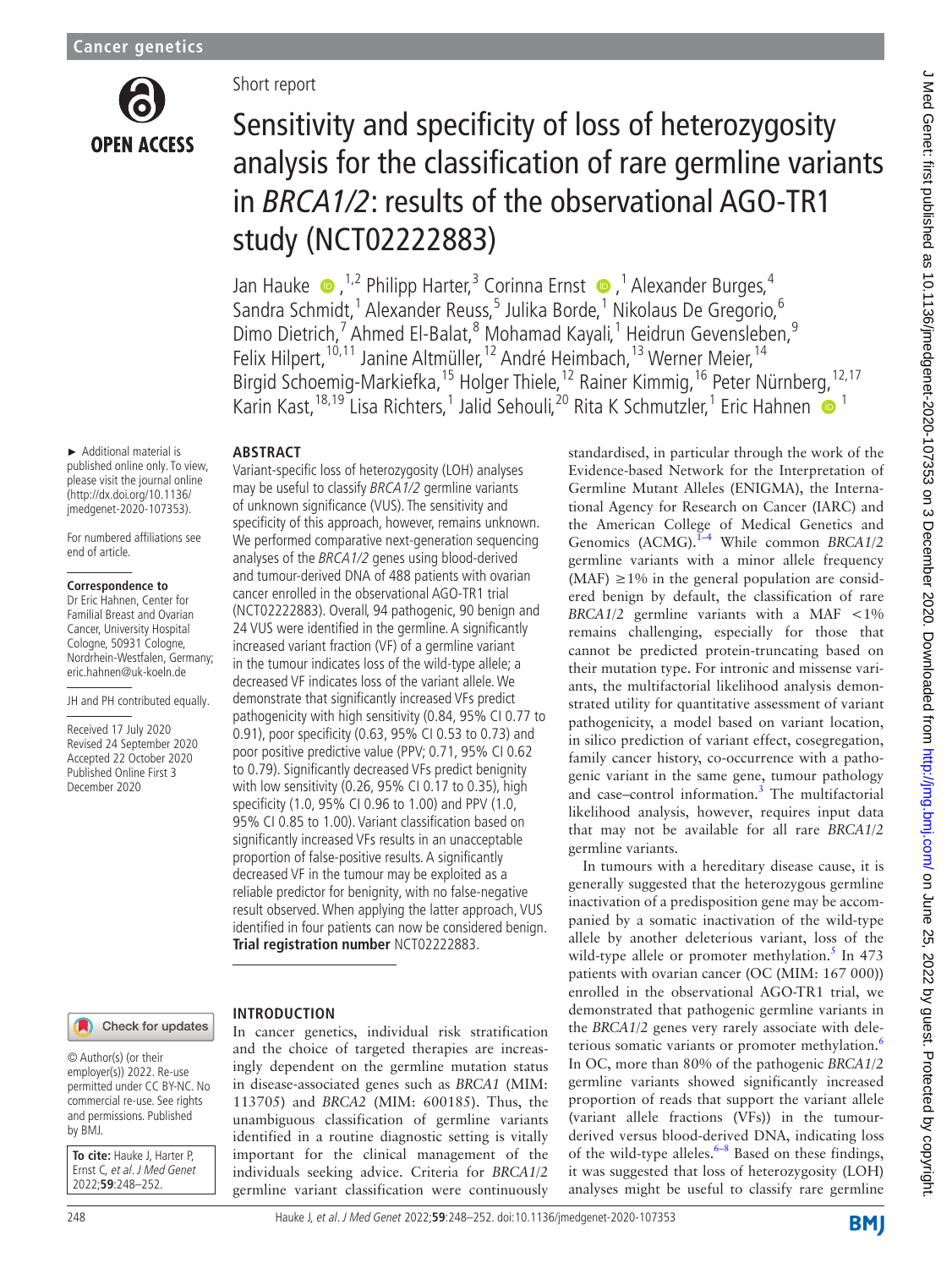Cancer genetics

OPEN ACCESS

Short report

# Sensitivity and specificity of loss of heterozygosity analysis for the classification of rare germline variants in *BRCA1/2*: results of the observational AGO-TR1 study (NCT02222883)

Jan Hauke,[1,2] Philipp Harter,[3] Corinna Ernst,[1] Alexander Burges,[4] Sandra Schmidt,[1] Alexander Reuss,[5] Julika Borde,[1] Nikolaus De Gregorio,[6] Dimo Dietrich,[7] Ahmed El-Balat,[8] Mohamad Kayali,[1] Heidrun Gevensleben,[9] Felix Hilpert,[10,11] Janine Altmüller,[12] André Heimbach,[13] Werner Meier,[14] Birgid Schoemig-Markiefka,[15] Holger Thiele,[12] Rainer Kimmig,[16] Peter Nürnberg,[12,17] Karin Kast,[18,19] Lisa Richters,[1] Jalid Sehouli,[20] Rita K Schmutzler,[1] Eric Hahnen[1]

► Additional material is published online only. To view, please visit the journal online (http://dx.doi.org/10.1136/jmedgenet-2020-107353).

For numbered affiliations see end of article.

**Correspondence to**
Dr Eric Hahnen, Center for Familial Breast and Ovarian Cancer, University Hospital Cologne, 50931 Cologne, Nordrhein-Westfalen, Germany; eric.hahnen@uk-koeln.de

JH and PH contributed equally.

Received 17 July 2020
Revised 24 September 2020
Accepted 22 October 2020
Published Online First 3 December 2020

© Author(s) (or their employer(s)) 2022. Re-use permitted under CC BY-NC. No commercial re-use. See rights and permissions. Published by BMJ.

**To cite:** Hauke J, Harter P, Ernst C, *et al. J Med Genet* 2022;**59**:248–252.

## ABSTRACT

Variant-specific loss of heterozygosity (LOH) analyses may be useful to classify *BRCA1/2* germline variants of unknown significance (VUS). The sensitivity and specificity of this approach, however, remains unknown. We performed comparative next-generation sequencing analyses of the *BRCA1/2* genes using blood-derived and tumour-derived DNA of 488 patients with ovarian cancer enrolled in the observational AGO-TR1 trial (NCT02222883). Overall, 94 pathogenic, 90 benign and 24 VUS were identified in the germline. A significantly increased variant fraction (VF) of a germline variant in the tumour indicates loss of the wild-type allele; a decreased VF indicates loss of the variant allele. We demonstrate that significantly increased VFs predict pathogenicity with high sensitivity (0.84, 95% CI 0.77 to 0.91), poor specificity (0.63, 95% CI 0.53 to 0.73) and poor positive predictive value (PPV; 0.71, 95% CI 0.62 to 0.79). Significantly decreased VFs predict benignity with low sensitivity (0.26, 95% CI 0.17 to 0.35), high specificity (1.0, 95% CI 0.96 to 1.00) and PPV (1.0, 95% CI 0.85 to 1.00). Variant classification based on significantly increased VFs results in an unacceptable proportion of false-positive results. A significantly decreased VF in the tumour may be exploited as a reliable predictor for benignity, with no false-negative result observed. When applying the latter approach, VUS identified in four patients can now be considered benign.
**Trial registration number** NCT02222883.

## INTRODUCTION

In cancer genetics, individual risk stratification and the choice of targeted therapies are increasingly dependent on the germline mutation status in disease-associated genes such as *BRCA1* (MIM: 113705) and *BRCA2* (MIM: 600185). Thus, the unambiguous classification of germline variants identified in a routine diagnostic setting is vitally important for the clinical management of the individuals seeking advice. Criteria for *BRCA1/2* germline variant classification were continuously standardised, in particular through the work of the Evidence-based Network for the Interpretation of Germline Mutant Alleles (ENIGMA), the International Agency for Research on Cancer (IARC) and the American College of Medical Genetics and Genomics (ACMG).[1–4] While common *BRCA1/2* germline variants with a minor allele frequency (MAF) ≥1% in the general population are considered benign by default, the classification of rare *BRCA1/2* germline variants with a MAF <1% remains challenging, especially for those that cannot be predicted protein-truncating based on their mutation type. For intronic and missense variants, the multifactorial likelihood analysis demonstrated utility for quantitative assessment of variant pathogenicity, a model based on variant location, in silico prediction of variant effect, cosegregation, family cancer history, co-occurrence with a pathogenic variant in the same gene, tumour pathology and case–control information.[3] The multifactorial likelihood analysis, however, requires input data that may not be available for all rare *BRCA1/2* germline variants.

In tumours with a hereditary disease cause, it is generally suggested that the heterozygous germline inactivation of a predisposition gene may be accompanied by a somatic inactivation of the wild-type allele by another deleterious variant, loss of the wild-type allele or promoter methylation.[5] In 473 patients with ovarian cancer (OC (MIM: 167 000)) enrolled in the observational AGO-TR1 trial, we demonstrated that pathogenic germline variants in the *BRCA1/2* genes very rarely associate with deleterious somatic variants or promoter methylation.[6] In OC, more than 80% of the pathogenic *BRCA1/2* germline variants showed significantly increased proportion of reads that support the variant allele (variant allele fractions (VFs)) in the tumour-derived versus blood-derived DNA, indicating loss of the wild-type alleles.[6–8] Based on these findings, it was suggested that loss of heterozygosity (LOH) analyses might be useful to classify rare germline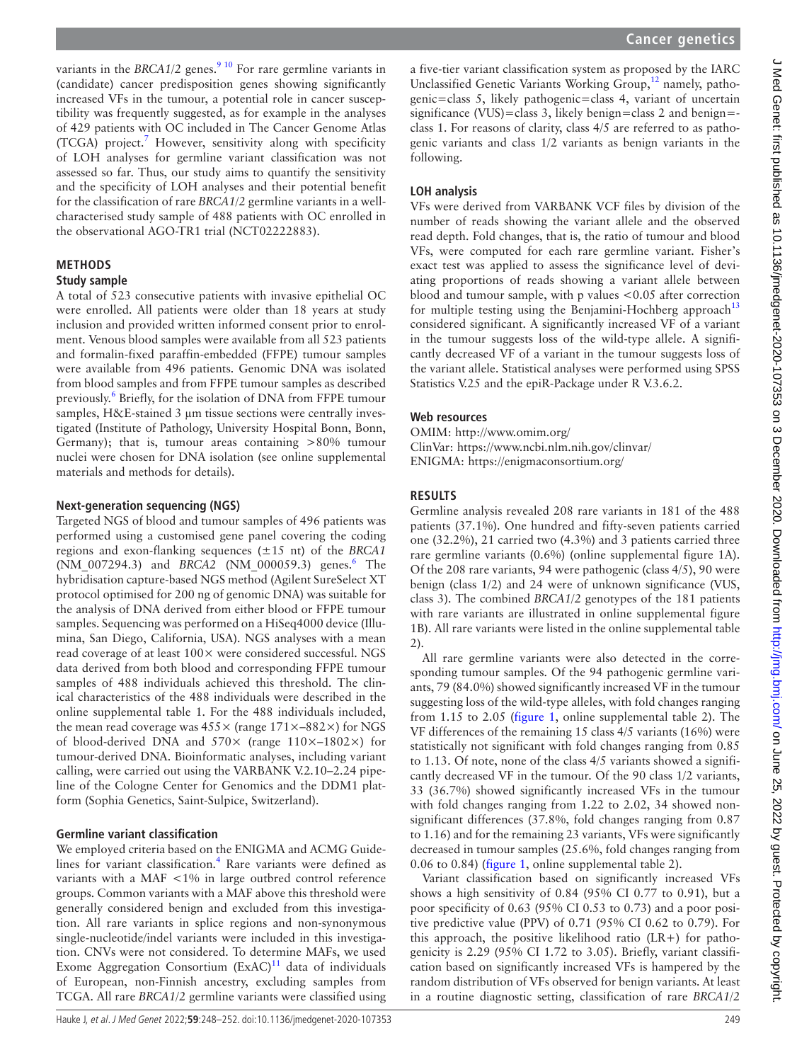variants in the *BRCA1/2* genes.[9,10] For rare germline variants in (candidate) cancer predisposition genes showing significantly increased VFs in the tumour, a potential role in cancer susceptibility was frequently suggested, as for example in the analyses of 429 patients with OC included in The Cancer Genome Atlas (TCGA) project.[7] However, sensitivity along with specificity of LOH analyses for germline variant classification was not assessed so far. Thus, our study aims to quantify the sensitivity and the specificity of LOH analyses and their potential benefit for the classification of rare *BRCA1/2* germline variants in a well-characterised study sample of 488 patients with OC enrolled in the observational AGO-TR1 trial (NCT02222883).

## METHODS

### Study sample

A total of 523 consecutive patients with invasive epithelial OC were enrolled. All patients were older than 18 years at study inclusion and provided written informed consent prior to enrolment. Venous blood samples were available from all 523 patients and formalin-fixed paraffin-embedded (FFPE) tumour samples were available from 496 patients. Genomic DNA was isolated from blood samples and from FFPE tumour samples as described previously.[6] Briefly, for the isolation of DNA from FFPE tumour samples, H&E-stained 3 µm tissue sections were centrally investigated (Institute of Pathology, University Hospital Bonn, Bonn, Germany); that is, tumour areas containing >80% tumour nuclei were chosen for DNA isolation (see online supplemental materials and methods for details).

### Next-generation sequencing (NGS)

Targeted NGS of blood and tumour samples of 496 patients was performed using a customised gene panel covering the coding regions and exon-flanking sequences (±15 nt) of the *BRCA1* (NM_007294.3) and *BRCA2* (NM_000059.3) genes.[6] The hybridisation capture-based NGS method (Agilent SureSelect XT protocol optimised for 200 ng of genomic DNA) was suitable for the analysis of DNA derived from either blood or FFPE tumour samples. Sequencing was performed on a HiSeq4000 device (Illumina, San Diego, California, USA). NGS analyses with a mean read coverage of at least 100× were considered successful. NGS data derived from both blood and corresponding FFPE tumour samples of 488 individuals achieved this threshold. The clinical characteristics of the 488 individuals were described in the online supplemental table 1. For the 488 individuals included, the mean read coverage was 455× (range 171×–882×) for NGS of blood-derived DNA and 570× (range 110×–1802×) for tumour-derived DNA. Bioinformatic analyses, including variant calling, were carried out using the VARBANK V.2.10–2.24 pipeline of the Cologne Center for Genomics and the DDM1 platform (Sophia Genetics, Saint-Sulpice, Switzerland).

### Germline variant classification

We employed criteria based on the ENIGMA and ACMG Guidelines for variant classification.[4] Rare variants were defined as variants with a MAF <1% in large outbred control reference groups. Common variants with a MAF above this threshold were generally considered benign and excluded from this investigation. All rare variants in splice regions and non-synonymous single-nucleotide/indel variants were included in this investigation. CNVs were not considered. To determine MAFs, we used Exome Aggregation Consortium (ExAC)[11] data of individuals of European, non-Finnish ancestry, excluding samples from TCGA. All rare *BRCA1/2* germline variants were classified using a five-tier variant classification system as proposed by the IARC Unclassified Genetic Variants Working Group,[12] namely, pathogenic=class 5, likely pathogenic=class 4, variant of uncertain significance (VUS)=class 3, likely benign=class 2 and benign=class 1. For reasons of clarity, class 4/5 are referred to as pathogenic variants and class 1/2 variants as benign variants in the following.

### LOH analysis

VFs were derived from VARBANK VCF files by division of the number of reads showing the variant allele and the observed read depth. Fold changes, that is, the ratio of tumour and blood VFs, were computed for each rare germline variant. Fisher's exact test was applied to assess the significance level of deviating proportions of reads showing a variant allele between blood and tumour sample, with p values <0.05 after correction for multiple testing using the Benjamini-Hochberg approach[13] considered significant. A significantly increased VF of a variant in the tumour suggests loss of the wild-type allele. A significantly decreased VF of a variant in the tumour suggests loss of the variant allele. Statistical analyses were performed using SPSS Statistics V.25 and the epiR-Package under R V.3.6.2.

### Web resources

OMIM: http://www.omim.org/
ClinVar: https://www.ncbi.nlm.nih.gov/clinvar/
ENIGMA: https://enigmaconsortium.org/

## RESULTS

Germline analysis revealed 208 rare variants in 181 of the 488 patients (37.1%). One hundred and fifty-seven patients carried one (32.2%), 21 carried two (4.3%) and 3 patients carried three rare germline variants (0.6%) (online supplemental figure 1A). Of the 208 rare variants, 94 were pathogenic (class 4/5), 90 were benign (class 1/2) and 24 were of unknown significance (VUS, class 3). The combined *BRCA1/2* genotypes of the 181 patients with rare variants are illustrated in online supplemental figure 1B). All rare variants were listed in the online supplemental table 2).

All rare germline variants were also detected in the corresponding tumour samples. Of the 94 pathogenic germline variants, 79 (84.0%) showed significantly increased VF in the tumour suggesting loss of the wild-type alleles, with fold changes ranging from 1.15 to 2.05 (figure 1, online supplemental table 2). The VF differences of the remaining 15 class 4/5 variants (16%) were statistically not significant with fold changes ranging from 0.85 to 1.13. Of note, none of the class 4/5 variants showed a significantly decreased VF in the tumour. Of the 90 class 1/2 variants, 33 (36.7%) showed significantly increased VFs in the tumour with fold changes ranging from 1.22 to 2.02, 34 showed non-significant differences (37.8%, fold changes ranging from 0.87 to 1.16) and for the remaining 23 variants, VFs were significantly decreased in tumour samples (25.6%, fold changes ranging from 0.06 to 0.84) (figure 1, online supplemental table 2).

Variant classification based on significantly increased VFs shows a high sensitivity of 0.84 (95% CI 0.77 to 0.91), but a poor specificity of 0.63 (95% CI 0.53 to 0.73) and a poor positive predictive value (PPV) of 0.71 (95% CI 0.62 to 0.79). For this approach, the positive likelihood ratio (LR+) for pathogenicity is 2.29 (95% CI 1.72 to 3.05). Briefly, variant classification based on significantly increased VFs is hampered by the random distribution of VFs observed for benign variants. At least in a routine diagnostic setting, classification of rare *BRCA1/2*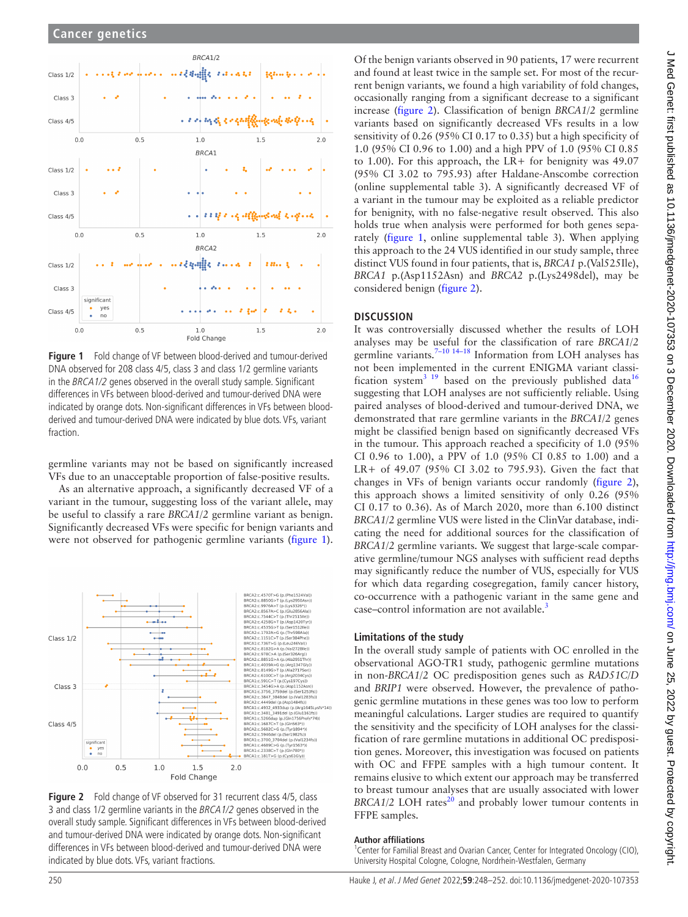Figure 1 Fold change of VF between blood-derived and tumour-derived DNA observed for 208 class 4/5, class 3 and class 1/2 germline variants in the *BRCA1/2* genes observed in the overall study sample. Significant differences in VFs between blood-derived and tumour-derived DNA were indicated by orange dots. Non-significant differences in VFs between blood-derived and tumour-derived DNA were indicated by blue dots. VFs, variant fraction.

germline variants may not be based on significantly increased VFs due to an unacceptable proportion of false-positive results.

As an alternative approach, a significantly decreased VF of a variant in the tumour, suggesting loss of the variant allele, may be useful to classify a rare *BRCA1/2* germline variant as benign. Significantly decreased VFs were specific for benign variants and were not observed for pathogenic germline variants (figure 1).

Figure 2 Fold change of VF observed for 31 recurrent class 4/5, class 3 and class 1/2 germline variants in the *BRCA1/2* genes observed in the overall study sample. Significant differences in VFs between blood-derived and tumour-derived DNA were indicated by orange dots. Non-significant differences in VFs between blood-derived and tumour-derived DNA were indicated by blue dots. VFs, variant fractions.

Of the benign variants observed in 90 patients, 17 were recurrent and found at least twice in the sample set. For most of the recurrent benign variants, we found a high variability of fold changes, occasionally ranging from a significant decrease to a significant increase (figure 2). Classification of benign *BRCA1/2* germline variants based on significantly decreased VFs results in a low sensitivity of 0.26 (95% CI 0.17 to 0.35) but a high specificity of 1.0 (95% CI 0.96 to 1.00) and a high PPV of 1.0 (95% CI 0.85 to 1.00). For this approach, the LR+ for benignity was 49.07 (95% CI 3.02 to 795.93) after Haldane-Anscombe correction (online supplemental table 3). A significantly decreased VF of a variant in the tumour may be exploited as a reliable predictor for benignity, with no false-negative result observed. This also holds true when analysis were performed for both genes separately (figure 1, online supplemental table 3). When applying this approach to the 24 VUS identified in our study sample, three distinct VUS found in four patients, that is, *BRCA1* p.(Val525Ile), *BRCA1* p.(Asp1152Asn) and *BRCA2* p.(Lys2498del), may be considered benign (figure 2).

## DISCUSSION

It was controversially discussed whether the results of LOH analyses may be useful for the classification of rare *BRCA1/2* germline variants.[7–10 14–18] Information from LOH analyses has not been implemented in the current ENIGMA variant classification system[3 19] based on the previously published data[16] suggesting that LOH analyses are not sufficiently reliable. Using paired analyses of blood-derived and tumour-derived DNA, we demonstrated that rare germline variants in the *BRCA1/2* genes might be classified benign based on significantly decreased VFs in the tumour. This approach reached a specificity of 1.0 (95% CI 0.96 to 1.00), a PPV of 1.0 (95% CI 0.85 to 1.00) and a LR+ of 49.07 (95% CI 3.02 to 795.93). Given the fact that changes in VFs of benign variants occur randomly (figure 2), this approach shows a limited sensitivity of only 0.26 (95% CI 0.17 to 0.36). As of March 2020, more than 6.100 distinct *BRCA1/2* germline VUS were listed in the ClinVar database, indicating the need for additional sources for the classification of *BRCA1/2* germline variants. We suggest that large-scale comparative germline/tumour NGS analyses with sufficient read depths may significantly reduce the number of VUS, especially for VUS for which data regarding cosegregation, family cancer history, co-occurrence with a pathogenic variant in the same gene and case–control information are not available.[3]

### Limitations of the study

In the overall study sample of patients with OC enrolled in the observational AGO-TR1 study, pathogenic germline mutations in non-*BRCA1/2* OC predisposition genes such as *RAD51C/D* and *BRIP1* were observed. However, the prevalence of pathogenic germline mutations in these genes was too low to perform meaningful calculations. Larger studies are required to quantify the sensitivity and the specificity of LOH analyses for the classification of rare germline mutations in additional OC predisposition genes. Moreover, this investigation was focused on patients with OC and FFPE samples with a high tumour content. It remains elusive to which extent our approach may be transferred to breast tumour analyses that are usually associated with lower *BRCA1/2* LOH rates[20] and probably lower tumour contents in FFPE samples.

**Author affiliations**

[1]Center for Familial Breast and Ovarian Cancer, Center for Integrated Oncology (CIO), University Hospital Cologne, Cologne, Nordrhein-Westfalen, Germany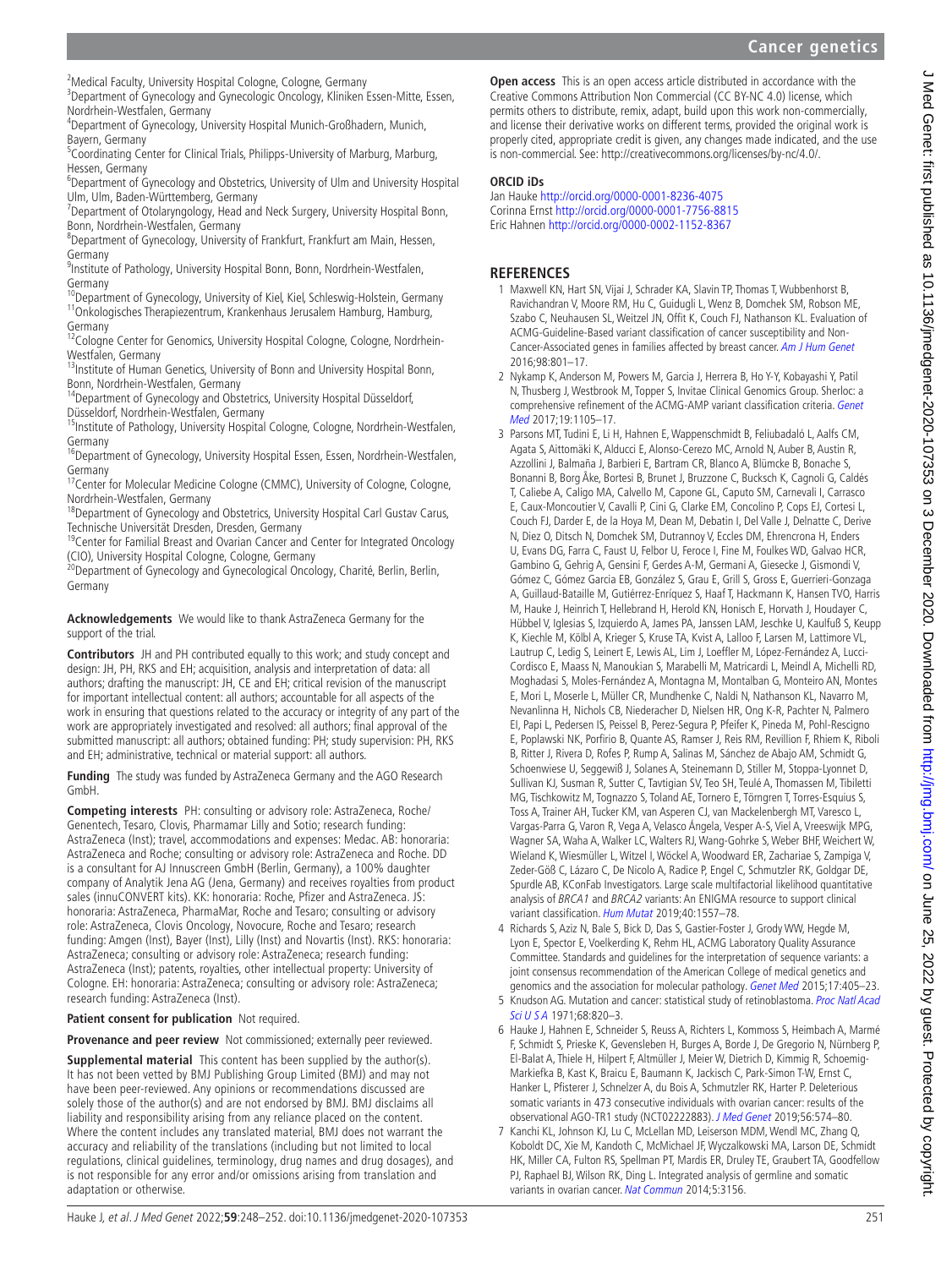[2]Medical Faculty, University Hospital Cologne, Cologne, Germany
[3]Department of Gynecology and Gynecologic Oncology, Kliniken Essen-Mitte, Essen, Nordrhein-Westfalen, Germany
[4]Department of Gynecology, University Hospital Munich-Großhadern, Munich, Bayern, Germany
[5]Coordinating Center for Clinical Trials, Philipps-University of Marburg, Marburg, Hessen, Germany
[6]Department of Gynecology and Obstetrics, University of Ulm and University Hospital Ulm, Ulm, Baden-Württemberg, Germany
[7]Department of Otolaryngology, Head and Neck Surgery, University Hospital Bonn, Bonn, Nordrhein-Westfalen, Germany
[8]Department of Gynecology, University of Frankfurt, Frankfurt am Main, Hessen, Germany
[9]Institute of Pathology, University Hospital Bonn, Bonn, Nordrhein-Westfalen, Germany
[10]Department of Gynecology, University of Kiel, Kiel, Schleswig-Holstein, Germany
[11]Onkologisches Therapiezentrum, Krankenhaus Jerusalem Hamburg, Hamburg, Germany
[12]Cologne Center for Genomics, University Hospital Cologne, Cologne, Nordrhein-Westfalen, Germany
[13]Institute of Human Genetics, University of Bonn and University Hospital Bonn, Bonn, Nordrhein-Westfalen, Germany
[14]Department of Gynecology and Obstetrics, University Hospital Düsseldorf, Düsseldorf, Nordrhein-Westfalen, Germany
[15]Institute of Pathology, University Hospital Cologne, Cologne, Nordrhein-Westfalen, Germany
[16]Department of Gynecology, University Hospital Essen, Essen, Nordrhein-Westfalen, Germany
[17]Center for Molecular Medicine Cologne (CMMC), University of Cologne, Cologne, Nordrhein-Westfalen, Germany
[18]Department of Gynecology and Obstetrics, University Hospital Carl Gustav Carus, Technische Universität Dresden, Dresden, Germany
[19]Center for Familial Breast and Ovarian Cancer and Center for Integrated Oncology (CIO), University Hospital Cologne, Cologne, Germany
[20]Department of Gynecology and Gynecological Oncology, Charité, Berlin, Berlin, Germany

**Acknowledgements** We would like to thank AstraZeneca Germany for the support of the trial.

**Contributors** JH and PH contributed equally to this work; and study concept and design: JH, PH, RKS and EH; acquisition, analysis and interpretation of data: all authors; drafting the manuscript: JH, CE and EH; critical revision of the manuscript for important intellectual content: all authors; accountable for all aspects of the work in ensuring that questions related to the accuracy or integrity of any part of the work are appropriately investigated and resolved: all authors; final approval of the submitted manuscript: all authors; obtained funding: PH; study supervision: PH, RKS and EH; administrative, technical or material support: all authors.

**Funding** The study was funded by AstraZeneca Germany and the AGO Research GmbH.

**Competing interests** PH: consulting or advisory role: AstraZeneca, Roche/Genentech, Tesaro, Clovis, Pharmamar Lilly and Sotio; research funding: AstraZeneca (Inst); travel, accommodations and expenses: Medac. AB: honoraria: AstraZeneca and Roche; consulting or advisory role: AstraZeneca and Roche. DD is a consultant for AJ Innuscreen GmbH (Berlin, Germany), a 100% daughter company of Analytik Jena AG (Jena, Germany) and receives royalties from product sales (innuCONVERT kits). KK: honoraria: Roche, Pfizer and AstraZeneca. JS: honoraria: AstraZeneca, PharmaMar, Roche and Tesaro; consulting or advisory role: AstraZeneca, Clovis Oncology, Novocure, Roche and Tesaro; research funding: Amgen (Inst), Bayer (Inst), Lilly (Inst) and Novartis (Inst). RKS: honoraria: AstraZeneca; consulting or advisory role: AstraZeneca; research funding: AstraZeneca (Inst); patents, royalties, other intellectual property: University of Cologne. EH: honoraria: AstraZeneca; consulting or advisory role: AstraZeneca; research funding: AstraZeneca (Inst).

**Patient consent for publication** Not required.

**Provenance and peer review** Not commissioned; externally peer reviewed.

**Supplemental material** This content has been supplied by the author(s). It has not been vetted by BMJ Publishing Group Limited (BMJ) and may not have been peer-reviewed. Any opinions or recommendations discussed are solely those of the author(s) and are not endorsed by BMJ. BMJ disclaims all liability and responsibility arising from any reliance placed on the content. Where the content includes any translated material, BMJ does not warrant the accuracy and reliability of the translations (including but not limited to local regulations, clinical guidelines, terminology, drug names and drug dosages), and is not responsible for any error and/or omissions arising from translation and adaptation or otherwise.

**Open access** This is an open access article distributed in accordance with the Creative Commons Attribution Non Commercial (CC BY-NC 4.0) license, which permits others to distribute, remix, adapt, build upon this work non-commercially, and license their derivative works on different terms, provided the original work is properly cited, appropriate credit is given, any changes made indicated, and the use is non-commercial. See: http://creativecommons.org/licenses/by-nc/4.0/.

**ORCID iDs**

Jan Hauke http://orcid.org/0000-0001-8236-4075
Corinna Ernst http://orcid.org/0000-0001-7756-8815
Eric Hahnen http://orcid.org/0000-0002-1152-8367

## REFERENCES

1. Maxwell KN, Hart SN, Vijai J, Schrader KA, Slavin TP, Thomas T, Wubbenhorst B, Ravichandran V, Moore RM, Hu C, Guidugli L, Wenz B, Domchek SM, Robson ME, Szabo C, Neuhausen SL, Weitzel JN, Offit K, Couch FJ, Nathanson KL. Evaluation of ACMG-Guideline-Based variant classification of cancer susceptibility and Non-Cancer-Associated genes in families affected by breast cancer. *Am J Hum Genet* 2016;98:801–17.
2. Nykamp K, Anderson M, Powers M, Garcia J, Herrera B, Ho Y-Y, Kobayashi Y, Patil N, Thusberg J, Westbrook M, Topper S, Invitae Clinical Genomics Group. Sherloc: a comprehensive refinement of the ACMG-AMP variant classification criteria. *Genet Med* 2017;19:1105–17.
3. Parsons MT, Tudini E, Li H, Hahnen E, Wappenschmidt B, Feliubadaló L, Aalfs CM, Agata S, Aittomäki K, Alducci E, Alonso-Cerezo MC, Arnold N, Auber B, Austin R, Azzollini J, Balmaña J, Barbieri E, Bartram CR, Blanco A, Blümcke B, Bonache S, Bonanni B, Borg Åke, Bortesi B, Brunet J, Bruzzone C, Bucksch K, Cagnoli G, Caldés T, Caliebe A, Caligo MA, Calvello M, Capone GL, Caputo SM, Carnevali I, Carrasco E, Caux-Moncoutier V, Cavalli P, Cini G, Clarke EM, Concolino P, Cops EJ, Cortesi L, Couch FJ, Darder E, de la Hoya M, Dean M, Debatin I, Del Valle J, Delnatte C, Derive N, Diez O, Ditsch N, Domchek SM, Dutrannoy V, Eccles DM, Ehrencrona H, Enders U, Evans DG, Farra C, Faust U, Felbor U, Feroce I, Fine M, Foulkes WD, Galvao HCR, Gambino G, Gehrig A, Gensini F, Gerdes A-M, Germani A, Giesecke J, Gismondi V, Gómez C, Gómez Garcia EB, González S, Grau E, Grill S, Gross E, Guerrieri-Gonzaga A, Guillaud-Bataille M, Gutiérrez-Enríquez S, Haaf T, Hackmann K, Hansen TVO, Harris M, Hauke J, Heinrich T, Hellebrand H, Herold KN, Honisch E, Horvath J, Houdayer C, Hübbel V, Iglesias S, Izquierdo A, James PA, Janssen LAM, Jeschke U, Kaulfuß S, Keupp K, Kiechle M, Kölbl A, Krieger S, Kruse TA, Kvist A, Lalloo F, Larsen M, Lattimore VL, Lautrup C, Ledig S, Leinert E, Lewis AL, Lim J, Loeffler M, López-Fernández A, Lucci-Cordisco E, Maass N, Manoukian S, Marabelli M, Matricardi L, Meindl A, Michelli RD, Moghadasi S, Moles-Fernández A, Montagna M, Montalban G, Monteiro AN, Montes E, Mori L, Moserle L, Müller CR, Mundhenke C, Naldi N, Nathanson KL, Navarro M, Nevanlinna H, Nichols CB, Niederacher D, Nielsen HR, Ong K-R, Pachter N, Palmero EI, Papi L, Pedersen IS, Peissel B, Perez-Segura P, Pfeifer K, Pineda M, Pohl-Rescigno E, Poplawski NK, Porfirio B, Quante AS, Ramser J, Reis RM, Revillion F, Rhiem K, Riboli B, Ritter J, Rivera D, Rofes P, Rump A, Salinas M, Sánchez de Abajo AM, Schmidt G, Schoenwiese U, Seggewiß J, Solanes A, Steinemann D, Stiller M, Stoppa-Lyonnet D, Sullivan KJ, Susman R, Sutter C, Tavtigian SV, Teo SH, Teulé A, Thomassen M, Tibiletti MG, Tischkowitz M, Tognazzo S, Toland AE, Tornero E, Törngren T, Torres-Esquius S, Toss A, Trainer AH, Tucker KM, van Asperen CJ, van Mackelenbergh MT, Varesco L, Vargas-Parra G, Varon R, Vega A, Velasco Ángela, Vesper A-S, Viel A, Vreeswijk MPG, Wagner SA, Waha A, Walker LC, Walters RJ, Wang-Gohrke S, Weber BHF, Weichert W, Wieland K, Wiesmüller L, Witzel I, Wöckel A, Woodward ER, Zachariae S, Zampiga V, Zeder-Göß C, Lázaro C, De Nicolo A, Radice P, Engel C, Schmutzler RK, Goldgar DE, Spurdle AB, KConFab Investigators. Large scale multifactorial likelihood quantitative analysis of *BRCA1* and *BRCA2* variants: An ENIGMA resource to support clinical variant classification. *Hum Mutat* 2019;40:1557–78.
4. Richards S, Aziz N, Bale S, Bick D, Das S, Gastier-Foster J, Grody WW, Hegde M, Lyon E, Spector E, Voelkerding K, Rehm HL, ACMG Laboratory Quality Assurance Committee. Standards and guidelines for the interpretation of sequence variants: a joint consensus recommendation of the American College of medical genetics and genomics and the association for molecular pathology. *Genet Med* 2015;17:405–23.
5. Knudson AG. Mutation and cancer: statistical study of retinoblastoma. *Proc Natl Acad Sci U S A* 1971;68:820–3.
6. Hauke J, Hahnen E, Schneider S, Reuss A, Richters L, Kommoss S, Heimbach A, Marmé F, Schmidt S, Prieske K, Gevensleben H, Burges A, Borde J, De Gregorio N, Nürnberg P, El-Balat A, Thiele H, Hilpert F, Altmüller J, Meier W, Dietrich D, Kimmig R, Schoemig-Markiefka B, Kast K, Braicu E, Baumann K, Jackisch C, Park-Simon T-W, Ernst C, Hanker L, Pfisterer J, Schnelzer A, du Bois A, Schmutzler RK, Harter P. Deleterious somatic variants in 473 consecutive individuals with ovarian cancer: results of the observational AGO-TR1 study (NCT02222883). *J Med Genet* 2019;56:574–80.
7. Kanchi KL, Johnson KJ, Lu C, McLellan MD, Leiserson MDM, Wendl MC, Zhang Q, Koboldt DC, Xie M, Kandoth C, McMichael JF, Wyczalkowski MA, Larson DE, Schmidt HK, Miller CA, Fulton RS, Spellman PT, Mardis ER, Druley TE, Graubert TA, Goodfellow PJ, Raphael BJ, Wilson RK, Ding L. Integrated analysis of germline and somatic variants in ovarian cancer. *Nat Commun* 2014;5:3156.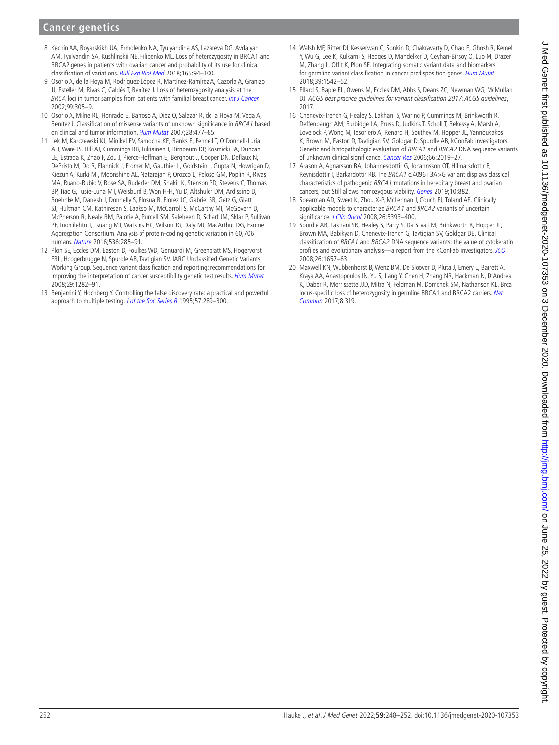8 Kechin AA, Boyarskikh UA, Ermolenko NA, Tyulyandina AS, Lazareva DG, Avdalyan AM, Tyulyandin SA, Kushlinskii NE, Filipenko ML. Loss of heterozygosity in BRCA1 and BRCA2 genes in patients with ovarian cancer and probability of its use for clinical classification of variations. *Bull Exp Biol Med* 2018;165:94–100.

9 Osorio A, de la Hoya M, Rodríguez-López R, Martínez-Ramírez A, Cazorla A, Granizo JJ, Esteller M, Rivas C, Caldés T, Benítez J. Loss of heterozygosity analysis at the *BRCA* loci in tumor samples from patients with familial breast cancer. *Int J Cancer* 2002;99:305–9.

10 Osorio A, Milne RL, Honrado E, Barroso A, Diez O, Salazar R, de la Hoya M, Vega A, Benítez J. Classification of missense variants of unknown significance in *BRCA1* based on clinical and tumor information. *Hum Mutat* 2007;28:477–85.

11 Lek M, Karczewski KJ, Minikel EV, Samocha KE, Banks E, Fennell T, O'Donnell-Luria AH, Ware JS, Hill AJ, Cummings BB, Tukiainen T, Birnbaum DP, Kosmicki JA, Duncan LE, Estrada K, Zhao F, Zou J, Pierce-Hoffman E, Berghout J, Cooper DN, Deflaux N, DePristo M, Do R, Flannick J, Fromer M, Gauthier L, Goldstein J, Gupta N, Howrigan D, Kiezun A, Kurki MI, Moonshine AL, Natarajan P, Orozco L, Peloso GM, Poplin R, Rivas MA, Ruano-Rubio V, Rose SA, Ruderfer DM, Shakir K, Stenson PD, Stevens C, Thomas BP, Tiao G, Tusie-Luna MT, Weisburd B, Won H-H, Yu D, Altshuler DM, Ardissino D, Boehnke M, Danesh J, Donnelly S, Elosua R, Florez JC, Gabriel SB, Getz G, Glatt SJ, Hultman CM, Kathiresan S, Laakso M, McCarroll S, McCarthy MI, McGovern D, McPherson R, Neale BM, Palotie A, Purcell SM, Saleheen D, Scharf JM, Sklar P, Sullivan PF, Tuomilehto J, Tsuang MT, Watkins HC, Wilson JG, Daly MJ, MacArthur DG, Exome Aggregation Consortium. Analysis of protein-coding genetic variation in 60,706 humans. *Nature* 2016;536:285–91.

12 Plon SE, Eccles DM, Easton D, Foulkes WD, Genuardi M, Greenblatt MS, Hogervorst FBL, Hoogerbrugge N, Spurdle AB, Tavtigian SV, IARC Unclassified Genetic Variants Working Group. Sequence variant classification and reporting: recommendations for improving the interpretation of cancer susceptibility genetic test results. *Hum Mutat* 2008;29:1282–91.

13 Benjamini Y, Hochberg Y. Controlling the false discovery rate: a practical and powerful approach to multiple testing. *J of the Soc Series B* 1995;57:289–300.

14 Walsh MF, Ritter DI, Kesserwan C, Sonkin D, Chakravarty D, Chao E, Ghosh R, Kemel Y, Wu G, Lee K, Kulkarni S, Hedges D, Mandelker D, Ceyhan-Birsoy O, Luo M, Drazer M, Zhang L, Offit K, Plon SE. Integrating somatic variant data and biomarkers for germline variant classification in cancer predisposition genes. *Hum Mutat* 2018;39:1542–52.

15 Ellard S, Baple EL, Owens M, Eccles DM, Abbs S, Deans ZC, Newman WG, McMullan DJ. *ACGS best practice guidelines for variant classification 2017: ACGS guidelines*, 2017.

16 Chenevix-Trench G, Healey S, Lakhani S, Waring P, Cummings M, Brinkworth R, Deffenbaugh AM, Burbidge LA, Pruss D, Judkins T, Scholl T, Bekessy A, Marsh A, Lovelock P, Wong M, Tesoriero A, Renard H, Southey M, Hopper JL, Yannoukakos K, Brown M, Easton D, Tavtigian SV, Goldgar D, Spurdle AB, kConFab Investigators. Genetic and histopathologic evaluation of *BRCA1* and *BRCA2* DNA sequence variants of unknown clinical significance. *Cancer Res* 2006;66:2019–27.

17 Arason A, Agnarsson BA, Johannesdottir G, Johannsson OT, Hilmarsdottir B, Reynisdottir I, Barkardottir RB. The *BRCA1* c.4096+3A>G variant displays classical characteristics of pathogenic *BRCA1* mutations in hereditary breast and ovarian cancers, but Still allows homozygous viability. *Genes* 2019;10:882.

18 Spearman AD, Sweet K, Zhou X-P, McLennan J, Couch FJ, Toland AE. Clinically applicable models to characterize *BRCA1* and *BRCA2* variants of uncertain significance. *J Clin Oncol* 2008;26:5393–400.

19 Spurdle AB, Lakhani SR, Healey S, Parry S, Da Silva LM, Brinkworth R, Hopper JL, Brown MA, Babikyan D, Chenevix-Trench G, Tavtigian SV, Goldgar DE. Clinical classification of *BRCA1* and *BRCA2* DNA sequence variants: the value of cytokeratin profiles and evolutionary analysis—a report from the kConFab investigators. *JCO* 2008;26:1657–63.

20 Maxwell KN, Wubbenhorst B, Wenz BM, De Sloover D, Pluta J, Emery L, Barrett A, Kraya AA, Anastopoulos IN, Yu S, Jiang Y, Chen H, Zhang NR, Hackman N, D'Andrea K, Daber R, Morrissette JJD, Mitra N, Feldman M, Domchek SM, Nathanson KL. Brca locus-specific loss of heterozygosity in germline BRCA1 and BRCA2 carriers. *Nat Commun* 2017;8:319.